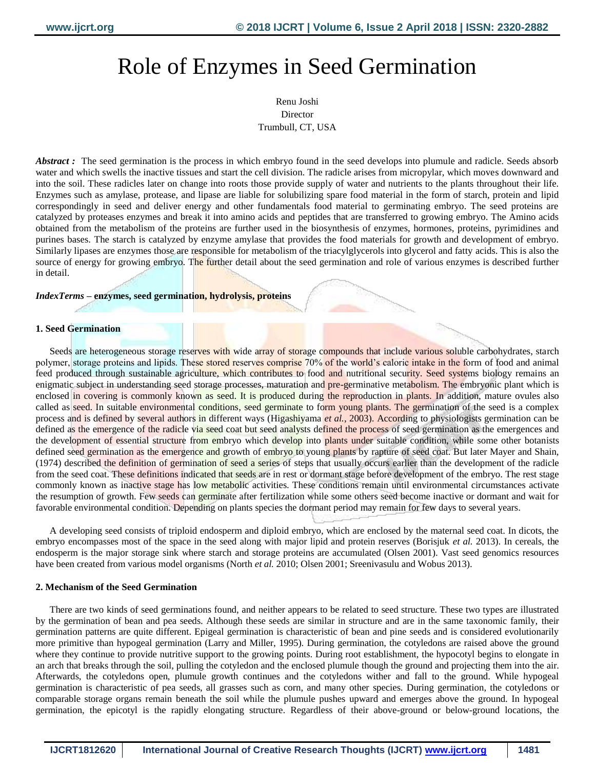# Role of Enzymes in Seed Germination

Renu Joshi
Director
Trumbull, CT, USA

***Abstract :*** The seed germination is the process in which embryo found in the seed develops into plumule and radicle. Seeds absorb water and which swells the inactive tissues and start the cell division. The radicle arises from micropylar, which moves downward and into the soil. These radicles later on change into roots those provide supply of water and nutrients to the plants throughout their life. Enzymes such as amylase, protease, and lipase are liable for solubilizing spare food material in the form of starch, protein and lipid correspondingly in seed and deliver energy and other fundamentals food material to germinating embryo. The seed proteins are catalyzed by proteases enzymes and break it into amino acids and peptides that are transferred to growing embryo. The Amino acids obtained from the metabolism of the proteins are further used in the biosynthesis of enzymes, hormones, proteins, pyrimidines and purines bases. The starch is catalyzed by enzyme amylase that provides the food materials for growth and development of embryo. Similarly lipases are enzymes those are responsible for metabolism of the triacylglycerols into glycerol and fatty acids. This is also the source of energy for growing embryo. The further detail about the seed germination and role of various enzymes is described further in detail.

***IndexTerms* – enzymes, seed germination, hydrolysis, proteins**

## 1. Seed Germination

Seeds are heterogeneous storage reserves with wide array of storage compounds that include various soluble carbohydrates, starch polymer, storage proteins and lipids. These stored reserves comprise 70% of the world's caloric intake in the form of food and animal feed produced through sustainable agriculture, which contributes to food and nutritional security. Seed systems biology remains an enigmatic subject in understanding seed storage processes, maturation and pre-germinative metabolism. The embryonic plant which is enclosed in covering is commonly known as seed. It is produced during the reproduction in plants. In addition, mature ovules also called as seed. In suitable environmental conditions, seed germinate to form young plants. The germination of the seed is a complex process and is defined by several authors in different ways (Higashiyama *et al.*, 2003). According to physiologists germination can be defined as the emergence of the radicle via seed coat but seed analysts defined the process of seed germination as the emergences and the development of essential structure from embryo which develop into plants under suitable condition, while some other botanists defined seed germination as the emergence and growth of embryo to young plants by rapture of seed coat. But later Mayer and Shain, (1974) described the definition of germination of seed a series of steps that usually occurs earlier than the development of the radicle from the seed coat. These definitions indicated that seeds are in rest or dormant stage before development of the embryo. The rest stage commonly known as inactive stage has low metabolic activities. These conditions remain until environmental circumstances activate the resumption of growth. Few seeds can germinate after fertilization while some others seed become inactive or dormant and wait for favorable environmental condition. Depending on plants species the dormant period may remain for few days to several years.

A developing seed consists of triploid endosperm and diploid embryo, which are enclosed by the maternal seed coat. In dicots, the embryo encompasses most of the space in the seed along with major lipid and protein reserves (Borisjuk *et al.* 2013). In cereals, the endosperm is the major storage sink where starch and storage proteins are accumulated (Olsen 2001). Vast seed genomics resources have been created from various model organisms (North *et al.* 2010; Olsen 2001; Sreenivasulu and Wobus 2013).

## 2. Mechanism of the Seed Germination

There are two kinds of seed germinations found, and neither appears to be related to seed structure. These two types are illustrated by the germination of bean and pea seeds. Although these seeds are similar in structure and are in the same taxonomic family, their germination patterns are quite different. Epigeal germination is characteristic of bean and pine seeds and is considered evolutionarily more primitive than hypogeal germination (Larry and Miller, 1995). During germination, the cotyledons are raised above the ground where they continue to provide nutritive support to the growing points. During root establishment, the hypocotyl begins to elongate in an arch that breaks through the soil, pulling the cotyledon and the enclosed plumule though the ground and projecting them into the air. Afterwards, the cotyledons open, plumule growth continues and the cotyledons wither and fall to the ground. While hypogeal germination is characteristic of pea seeds, all grasses such as corn, and many other species. During germination, the cotyledons or comparable storage organs remain beneath the soil while the plumule pushes upward and emerges above the ground. In hypogeal germination, the epicotyl is the rapidly elongating structure. Regardless of their above-ground or below-ground locations, the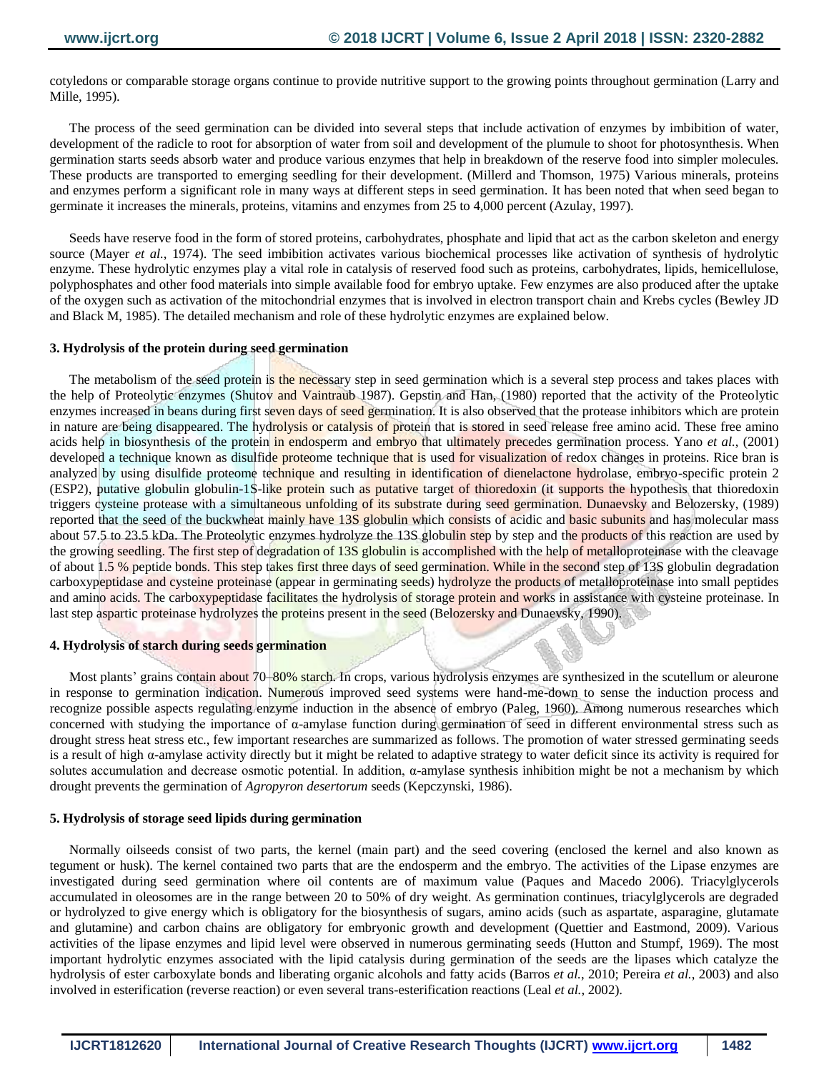cotyledons or comparable storage organs continue to provide nutritive support to the growing points throughout germination (Larry and Mille, 1995).

The process of the seed germination can be divided into several steps that include activation of enzymes by imbibition of water, development of the radicle to root for absorption of water from soil and development of the plumule to shoot for photosynthesis. When germination starts seeds absorb water and produce various enzymes that help in breakdown of the reserve food into simpler molecules. These products are transported to emerging seedling for their development. (Millerd and Thomson, 1975) Various minerals, proteins and enzymes perform a significant role in many ways at different steps in seed germination. It has been noted that when seed began to germinate it increases the minerals, proteins, vitamins and enzymes from 25 to 4,000 percent (Azulay, 1997).

Seeds have reserve food in the form of stored proteins, carbohydrates, phosphate and lipid that act as the carbon skeleton and energy source (Mayer *et al.*, 1974). The seed imbibition activates various biochemical processes like activation of synthesis of hydrolytic enzyme. These hydrolytic enzymes play a vital role in catalysis of reserved food such as proteins, carbohydrates, lipids, hemicellulose, polyphosphates and other food materials into simple available food for embryo uptake. Few enzymes are also produced after the uptake of the oxygen such as activation of the mitochondrial enzymes that is involved in electron transport chain and Krebs cycles (Bewley JD and Black M, 1985). The detailed mechanism and role of these hydrolytic enzymes are explained below.

### 3. Hydrolysis of the protein during seed germination

The metabolism of the seed protein is the necessary step in seed germination which is a several step process and takes places with the help of Proteolytic enzymes (Shutov and Vaintraub 1987). Gepstin and Han, (1980) reported that the activity of the Proteolytic enzymes increased in beans during first seven days of seed germination. It is also observed that the protease inhibitors which are protein in nature are being disappeared. The hydrolysis or catalysis of protein that is stored in seed release free amino acid. These free amino acids help in biosynthesis of the protein in endosperm and embryo that ultimately precedes germination process. Yano *et al.*, (2001) developed a technique known as disulfide proteome technique that is used for visualization of redox changes in proteins. Rice bran is analyzed by using disulfide proteome technique and resulting in identification of dienelactone hydrolase, embryo-specific protein 2 (ESP2), putative globulin globulin-1S-like protein such as putative target of thioredoxin (it supports the hypothesis that thioredoxin triggers cysteine protease with a simultaneous unfolding of its substrate during seed germination. Dunaevsky and Belozersky, (1989) reported that the seed of the buckwheat mainly have 13S globulin which consists of acidic and basic subunits and has molecular mass about 57.5 to 23.5 kDa. The Proteolytic enzymes hydrolyze the 13S globulin step by step and the products of this reaction are used by the growing seedling. The first step of degradation of 13S globulin is accomplished with the help of metalloproteinase with the cleavage of about 1.5 % peptide bonds. This step takes first three days of seed germination. While in the second step of 13S globulin degradation carboxypeptidase and cysteine proteinase (appear in germinating seeds) hydrolyze the products of metalloproteinase into small peptides and amino acids. The carboxypeptidase facilitates the hydrolysis of storage protein and works in assistance with cysteine proteinase. In last step aspartic proteinase hydrolyzes the proteins present in the seed (Belozersky and Dunaevsky, 1990).

### 4. Hydrolysis of starch during seeds germination

Most plants' grains contain about 70–80% starch. In crops, various hydrolysis enzymes are synthesized in the scutellum or aleurone in response to germination indication. Numerous improved seed systems were hand-me-down to sense the induction process and recognize possible aspects regulating enzyme induction in the absence of embryo (Paleg, 1960). Among numerous researches which concerned with studying the importance of α-amylase function during germination of seed in different environmental stress such as drought stress heat stress etc., few important researches are summarized as follows. The promotion of water stressed germinating seeds is a result of high α-amylase activity directly but it might be related to adaptive strategy to water deficit since its activity is required for solutes accumulation and decrease osmotic potential. In addition, α-amylase synthesis inhibition might be not a mechanism by which drought prevents the germination of *Agropyron desertorum* seeds (Kepczynski, 1986).

### 5. Hydrolysis of storage seed lipids during germination

Normally oilseeds consist of two parts, the kernel (main part) and the seed covering (enclosed the kernel and also known as tegument or husk). The kernel contained two parts that are the endosperm and the embryo. The activities of the Lipase enzymes are investigated during seed germination where oil contents are of maximum value (Paques and Macedo 2006). Triacylglycerols accumulated in oleosomes are in the range between 20 to 50% of dry weight. As germination continues, triacylglycerols are degraded or hydrolyzed to give energy which is obligatory for the biosynthesis of sugars, amino acids (such as aspartate, asparagine, glutamate and glutamine) and carbon chains are obligatory for embryonic growth and development (Quettier and Eastmond, 2009). Various activities of the lipase enzymes and lipid level were observed in numerous germinating seeds (Hutton and Stumpf, 1969). The most important hydrolytic enzymes associated with the lipid catalysis during germination of the seeds are the lipases which catalyze the hydrolysis of ester carboxylate bonds and liberating organic alcohols and fatty acids (Barros *et al.*, 2010; Pereira *et al.*, 2003) and also involved in esterification (reverse reaction) or even several trans-esterification reactions (Leal *et al.*, 2002).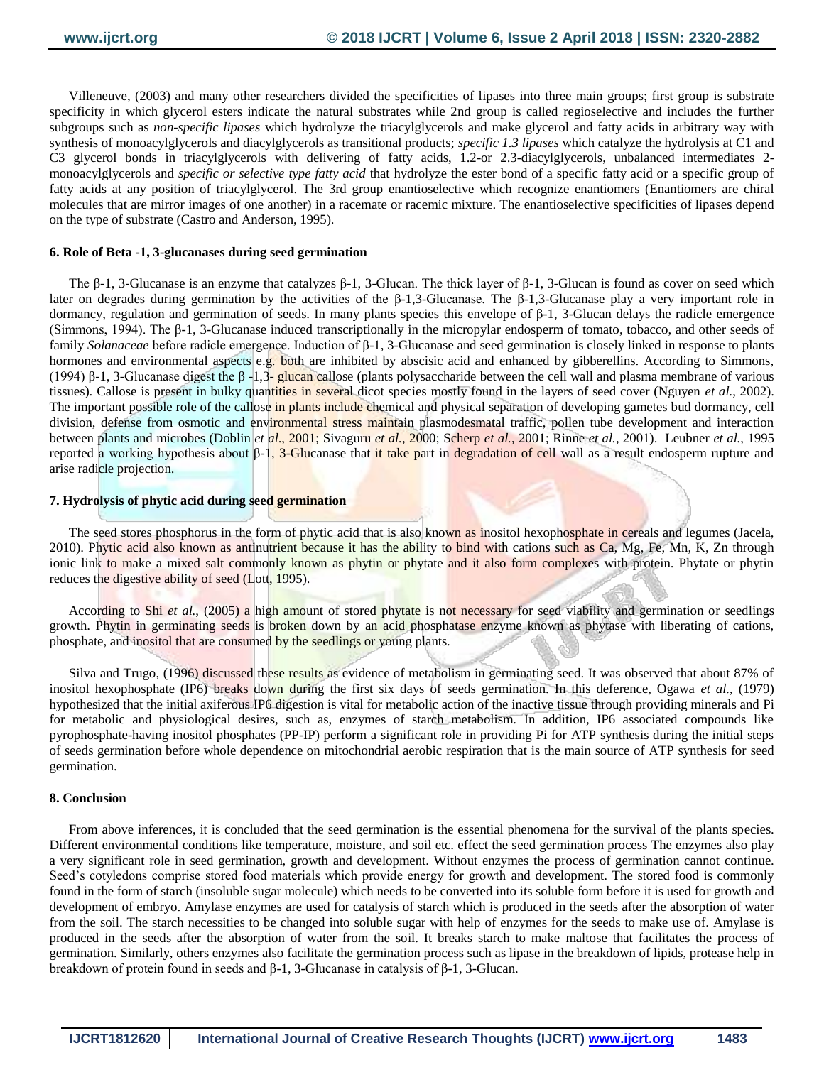Villeneuve, (2003) and many other researchers divided the specificities of lipases into three main groups; first group is substrate specificity in which glycerol esters indicate the natural substrates while 2nd group is called regioselective and includes the further subgroups such as *non-specific lipases* which hydrolyze the triacylglycerols and make glycerol and fatty acids in arbitrary way with synthesis of monoacylglycerols and diacylglycerols as transitional products; *specific 1.3 lipases* which catalyze the hydrolysis at C1 and C3 glycerol bonds in triacylglycerols with delivering of fatty acids, 1.2-or 2.3-diacylglycerols, unbalanced intermediates 2-monoacylglycerols and *specific or selective type fatty acid* that hydrolyze the ester bond of a specific fatty acid or a specific group of fatty acids at any position of triacylglycerol. The 3rd group enantioselective which recognize enantiomers (Enantiomers are chiral molecules that are mirror images of one another) in a racemate or racemic mixture. The enantioselective specificities of lipases depend on the type of substrate (Castro and Anderson, 1995).

## 6. Role of Beta -1, 3-glucanases during seed germination

The β-1, 3-Glucanase is an enzyme that catalyzes β-1, 3-Glucan. The thick layer of β-1, 3-Glucan is found as cover on seed which later on degrades during germination by the activities of the β-1,3-Glucanase. The β-1,3-Glucanase play a very important role in dormancy, regulation and germination of seeds. In many plants species this envelope of β-1, 3-Glucan delays the radicle emergence (Simmons, 1994). The β-1, 3-Glucanase induced transcriptionally in the micropylar endosperm of tomato, tobacco, and other seeds of family *Solanaceae* before radicle emergence. Induction of β-1, 3-Glucanase and seed germination is closely linked in response to plants hormones and environmental aspects e.g. both are inhibited by abscisic acid and enhanced by gibberellins. According to Simmons, (1994) β-1, 3-Glucanase digest the β -1,3- glucan callose (plants polysaccharide between the cell wall and plasma membrane of various tissues). Callose is present in bulky quantities in several dicot species mostly found in the layers of seed cover (Nguyen *et al*., 2002). The important possible role of the callose in plants include chemical and physical separation of developing gametes bud dormancy, cell division, defense from osmotic and environmental stress maintain plasmodesmatal traffic, pollen tube development and interaction between plants and microbes (Doblin *et al*., 2001; Sivaguru *et al*., 2000; Scherp *et al*., 2001; Rinne *et al*., 2001). Leubner *et al*., 1995 reported a working hypothesis about β-1, 3-Glucanase that it take part in degradation of cell wall as a result endosperm rupture and arise radicle projection.

## 7. Hydrolysis of phytic acid during seed germination

The seed stores phosphorus in the form of phytic acid that is also known as inositol hexophosphate in cereals and legumes (Jacela, 2010). Phytic acid also known as antinutrient because it has the ability to bind with cations such as Ca, Mg, Fe, Mn, K, Zn through ionic link to make a mixed salt commonly known as phytin or phytate and it also form complexes with protein. Phytate or phytin reduces the digestive ability of seed (Lott, 1995).

According to Shi *et al*., (2005) a high amount of stored phytate is not necessary for seed viability and germination or seedlings growth. Phytin in germinating seeds is broken down by an acid phosphatase enzyme known as phytase with liberating of cations, phosphate, and inositol that are consumed by the seedlings or young plants.

Silva and Trugo, (1996) discussed these results as evidence of metabolism in germinating seed. It was observed that about 87% of inositol hexophosphate (IP6) breaks down during the first six days of seeds germination. In this deference, Ogawa *et al*., (1979) hypothesized that the initial axiferous IP6 digestion is vital for metabolic action of the inactive tissue through providing minerals and Pi for metabolic and physiological desires, such as, enzymes of starch metabolism. In addition, IP6 associated compounds like pyrophosphate-having inositol phosphates (PP-IP) perform a significant role in providing Pi for ATP synthesis during the initial steps of seeds germination before whole dependence on mitochondrial aerobic respiration that is the main source of ATP synthesis for seed germination.

## 8. Conclusion

From above inferences, it is concluded that the seed germination is the essential phenomena for the survival of the plants species. Different environmental conditions like temperature, moisture, and soil etc. effect the seed germination process The enzymes also play a very significant role in seed germination, growth and development. Without enzymes the process of germination cannot continue. Seed's cotyledons comprise stored food materials which provide energy for growth and development. The stored food is commonly found in the form of starch (insoluble sugar molecule) which needs to be converted into its soluble form before it is used for growth and development of embryo. Amylase enzymes are used for catalysis of starch which is produced in the seeds after the absorption of water from the soil. The starch necessities to be changed into soluble sugar with help of enzymes for the seeds to make use of. Amylase is produced in the seeds after the absorption of water from the soil. It breaks starch to make maltose that facilitates the process of germination. Similarly, others enzymes also facilitate the germination process such as lipase in the breakdown of lipids, protease help in breakdown of protein found in seeds and β-1, 3-Glucanase in catalysis of β-1, 3-Glucan.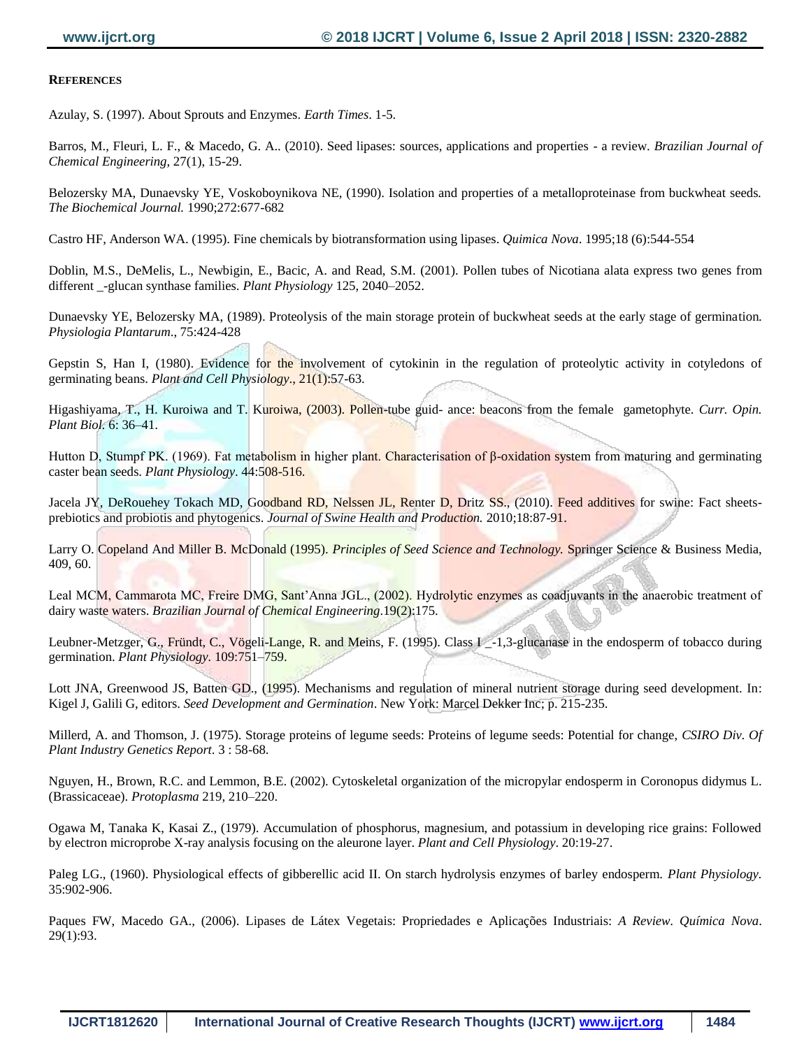**REFERENCES**

Azulay, S. (1997). About Sprouts and Enzymes. *Earth Times*. 1-5.

Barros, M., Fleuri, L. F., & Macedo, G. A.. (2010). Seed lipases: sources, applications and properties - a review. *Brazilian Journal of Chemical Engineering*, 27(1), 15-29.

Belozersky MA, Dunaevsky YE, Voskoboynikova NE, (1990). Isolation and properties of a metalloproteinase from buckwheat seeds. *The Biochemical Journal.* 1990;272:677-682

Castro HF, Anderson WA. (1995). Fine chemicals by biotransformation using lipases. *Quimica Nova*. 1995;18 (6):544-554

Doblin, M.S., DeMelis, L., Newbigin, E., Bacic, A. and Read, S.M. (2001). Pollen tubes of Nicotiana alata express two genes from different _-glucan synthase families. *Plant Physiology* 125, 2040–2052.

Dunaevsky YE, Belozersky MA, (1989). Proteolysis of the main storage protein of buckwheat seeds at the early stage of germination. *Physiologia Plantarum*., 75:424-428

Gepstin S, Han I, (1980). Evidence for the involvement of cytokinin in the regulation of proteolytic activity in cotyledons of germinating beans. *Plant and Cell Physiology*., 21(1):57-63.

Higashiyama, T., H. Kuroiwa and T. Kuroiwa, (2003). Pollen-tube guid- ance: beacons from the female gametophyte. *Curr. Opin. Plant Biol*. 6: 36–41.

Hutton D, Stumpf PK. (1969). Fat metabolism in higher plant. Characterisation of β-oxidation system from maturing and germinating caster bean seeds. *Plant Physiology*. 44:508-516.

Jacela JY, DeRouehey Tokach MD, Goodband RD, Nelssen JL, Renter D, Dritz SS., (2010). Feed additives for swine: Fact sheets-prebiotics and probiotis and phytogenics. *Journal of Swine Health and Production.* 2010;18:87-91.

Larry O. Copeland And Miller B. McDonald (1995). *Principles of Seed Science and Technology.* Springer Science & Business Media, 409, 60.

Leal MCM, Cammarota MC, Freire DMG, Sant'Anna JGL., (2002). Hydrolytic enzymes as coadjuvants in the anaerobic treatment of dairy waste waters. *Brazilian Journal of Chemical Engineering*.19(2):175.

Leubner-Metzger, G., Fründt, C., Vögeli-Lange, R. and Meins, F. (1995). Class I _-1,3-glucanase in the endosperm of tobacco during germination. *Plant Physiology*. 109:751–759.

Lott JNA, Greenwood JS, Batten GD., (1995). Mechanisms and regulation of mineral nutrient storage during seed development. In: Kigel J, Galili G, editors. *Seed Development and Germination*. New York: Marcel Dekker Inc; p. 215-235.

Millerd, A. and Thomson, J. (1975). Storage proteins of legume seeds: Proteins of legume seeds: Potential for change, *CSIRO Div. Of Plant Industry Genetics Report*. 3 : 58-68.

Nguyen, H., Brown, R.C. and Lemmon, B.E. (2002). Cytoskeletal organization of the micropylar endosperm in Coronopus didymus L. (Brassicaceae). *Protoplasma* 219, 210–220.

Ogawa M, Tanaka K, Kasai Z., (1979). Accumulation of phosphorus, magnesium, and potassium in developing rice grains: Followed by electron microprobe X-ray analysis focusing on the aleurone layer. *Plant and Cell Physiology*. 20:19-27.

Paleg LG., (1960). Physiological effects of gibberellic acid II. On starch hydrolysis enzymes of barley endosperm. *Plant Physiology*. 35:902-906.

Paques FW, Macedo GA., (2006). Lipases de Látex Vegetais: Propriedades e Aplicações Industriais: *A Review*. *Química Nova*. 29(1):93.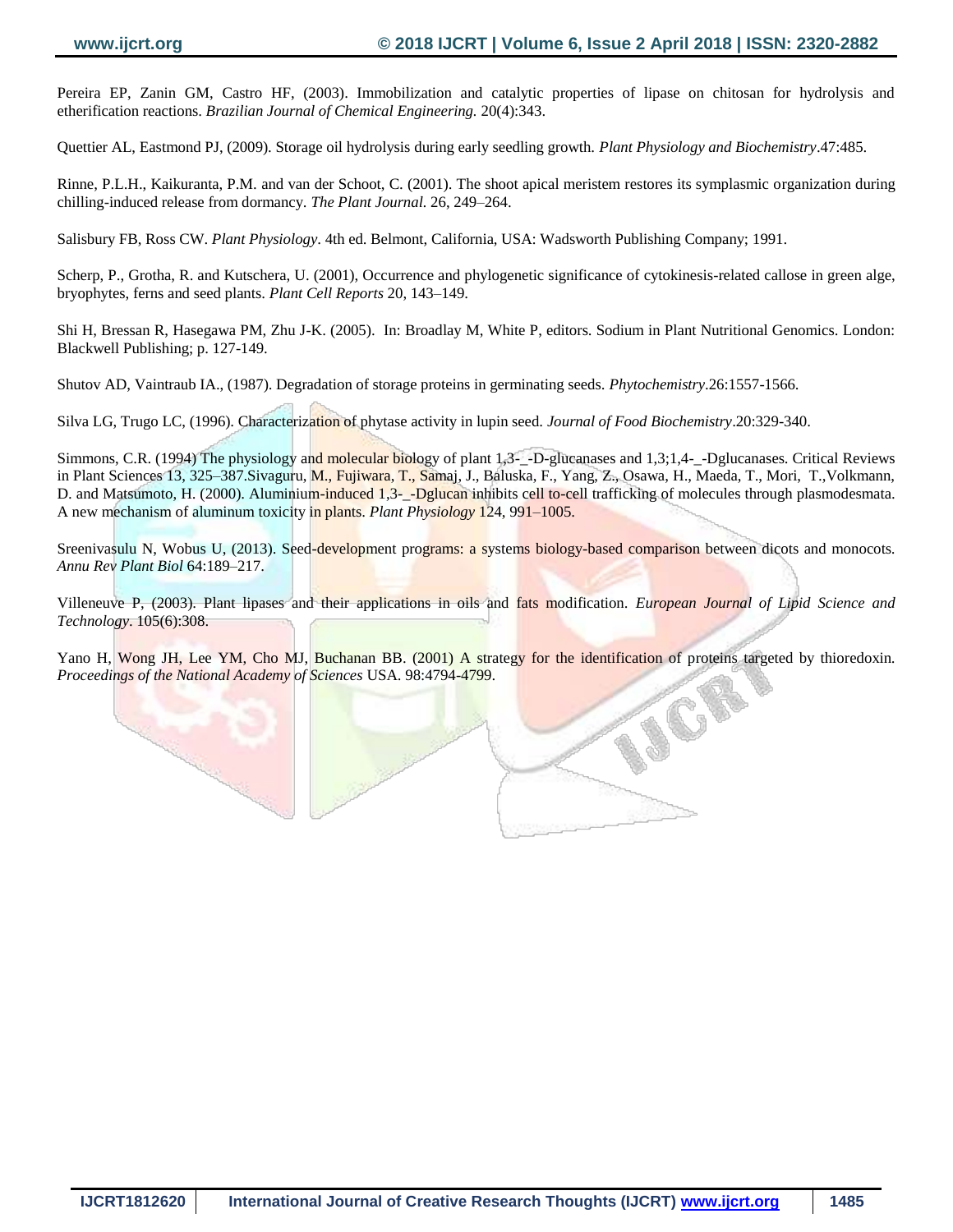Pereira EP, Zanin GM, Castro HF, (2003). Immobilization and catalytic properties of lipase on chitosan for hydrolysis and etherification reactions. *Brazilian Journal of Chemical Engineering.* 20(4):343.

Quettier AL, Eastmond PJ, (2009). Storage oil hydrolysis during early seedling growth. *Plant Physiology and Biochemistry*.47:485.

Rinne, P.L.H., Kaikuranta, P.M. and van der Schoot, C. (2001). The shoot apical meristem restores its symplasmic organization during chilling-induced release from dormancy. *The Plant Journal.* 26, 249–264.

Salisbury FB, Ross CW. *Plant Physiology*. 4th ed. Belmont, California, USA: Wadsworth Publishing Company; 1991.

Scherp, P., Grotha, R. and Kutschera, U. (2001), Occurrence and phylogenetic significance of cytokinesis-related callose in green alge, bryophytes, ferns and seed plants. *Plant Cell Reports* 20, 143–149.

Shi H, Bressan R, Hasegawa PM, Zhu J-K. (2005). In: Broadlay M, White P, editors. Sodium in Plant Nutritional Genomics. London: Blackwell Publishing; p. 127-149.

Shutov AD, Vaintraub IA., (1987). Degradation of storage proteins in germinating seeds. *Phytochemistry*.26:1557-1566.

Silva LG, Trugo LC, (1996). Characterization of phytase activity in lupin seed. *Journal of Food Biochemistry*.20:329-340.

Simmons, C.R. (1994) The physiology and molecular biology of plant 1,3-_-D-glucanases and 1,3;1,4-_-Dglucanases. Critical Reviews in Plant Sciences 13, 325–387.Sivaguru, M., Fujiwara, T., Samaj, J., Baluska, F., Yang, Z., Osawa, H., Maeda, T., Mori, T.,Volkmann, D. and Matsumoto, H. (2000). Aluminium-induced 1,3-_-Dglucan inhibits cell to-cell trafficking of molecules through plasmodesmata. A new mechanism of aluminum toxicity in plants. *Plant Physiology* 124, 991–1005.

Sreenivasulu N, Wobus U, (2013). Seed-development programs: a systems biology-based comparison between dicots and monocots. *Annu Rev Plant Biol* 64:189–217.

Villeneuve P, (2003). Plant lipases and their applications in oils and fats modification. *European Journal of Lipid Science and Technology*. 105(6):308.

Yano H, Wong JH, Lee YM, Cho MJ, Buchanan BB. (2001) A strategy for the identification of proteins targeted by thioredoxin. *Proceedings of the National Academy of Sciences* USA. 98:4794-4799.